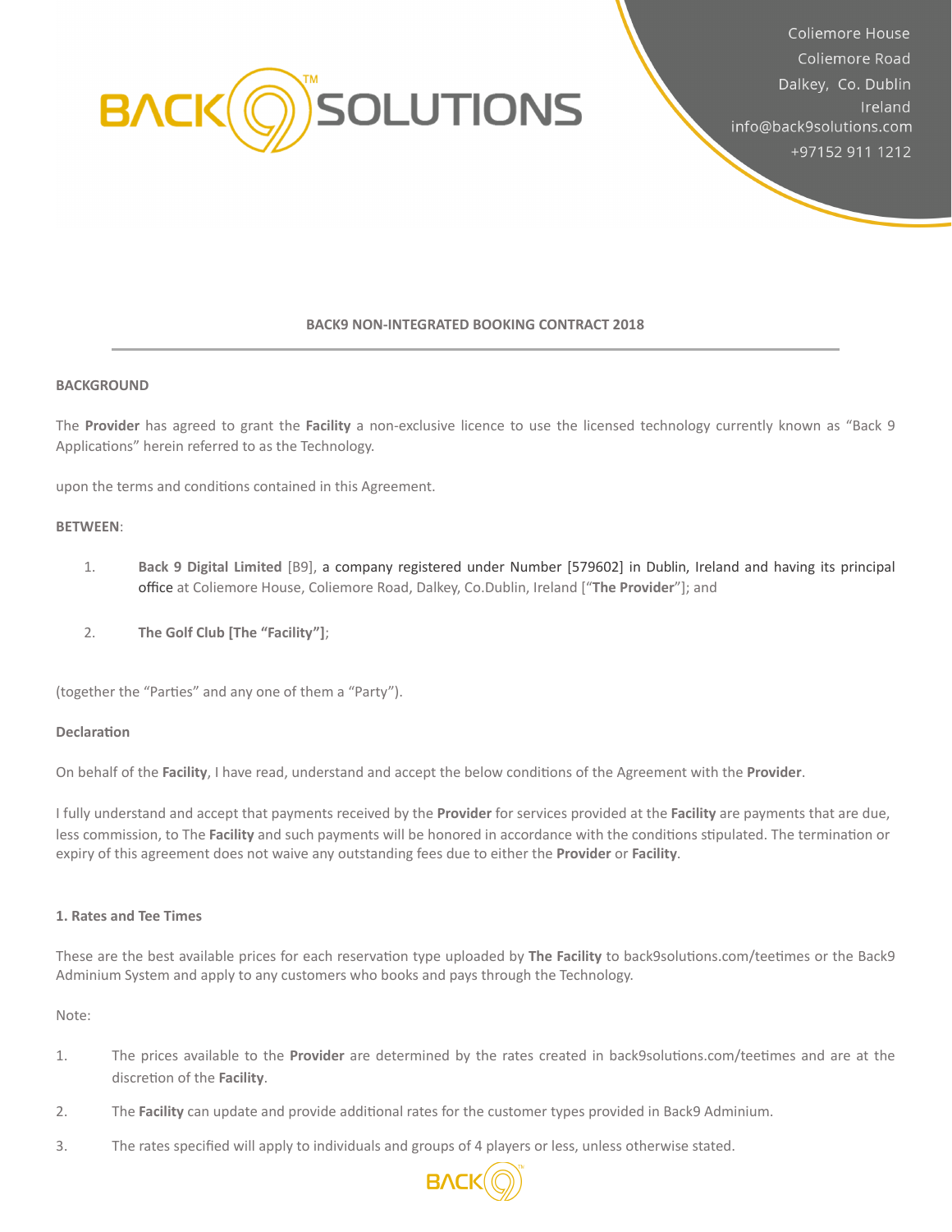Coliemore House
Coliemore Road
Dalkey, Co. Dublin
Ireland
info@back9solutions.com
+97152 911 1212

## BACK9 NON-INTEGRATED BOOKING CONTRACT 2018

---

**BACKGROUND**

The **Provider** has agreed to grant the **Facility** a non-exclusive licence to use the licensed technology currently known as "Back 9 Applications" herein referred to as the Technology.

upon the terms and conditions contained in this Agreement.

**BETWEEN**:

1. **Back 9 Digital Limited** [B9], a company registered under Number [579602] in Dublin, Ireland and having its principal office at Coliemore House, Coliemore Road, Dalkey, Co.Dublin, Ireland ["**The Provider**"]; and

2. **The Golf Club [The "Facility"]**;

(together the "Parties" and any one of them a "Party").

**Declaration**

On behalf of the **Facility**, I have read, understand and accept the below conditions of the Agreement with the **Provider**.

I fully understand and accept that payments received by the **Provider** for services provided at the **Facility** are payments that are due, less commission, to The **Facility** and such payments will be honored in accordance with the conditions stipulated. The termination or expiry of this agreement does not waive any outstanding fees due to either the **Provider** or **Facility**.

**1. Rates and Tee Times**

These are the best available prices for each reservation type uploaded by **The Facility** to back9solutions.com/teetimes or the Back9 Adminium System and apply to any customers who books and pays through the Technology.

Note:

1. The prices available to the **Provider** are determined by the rates created in back9solutions.com/teetimes and are at the discretion of the **Facility**.
2. The **Facility** can update and provide additional rates for the customer types provided in Back9 Adminium.
3. The rates specified will apply to individuals and groups of 4 players or less, unless otherwise stated.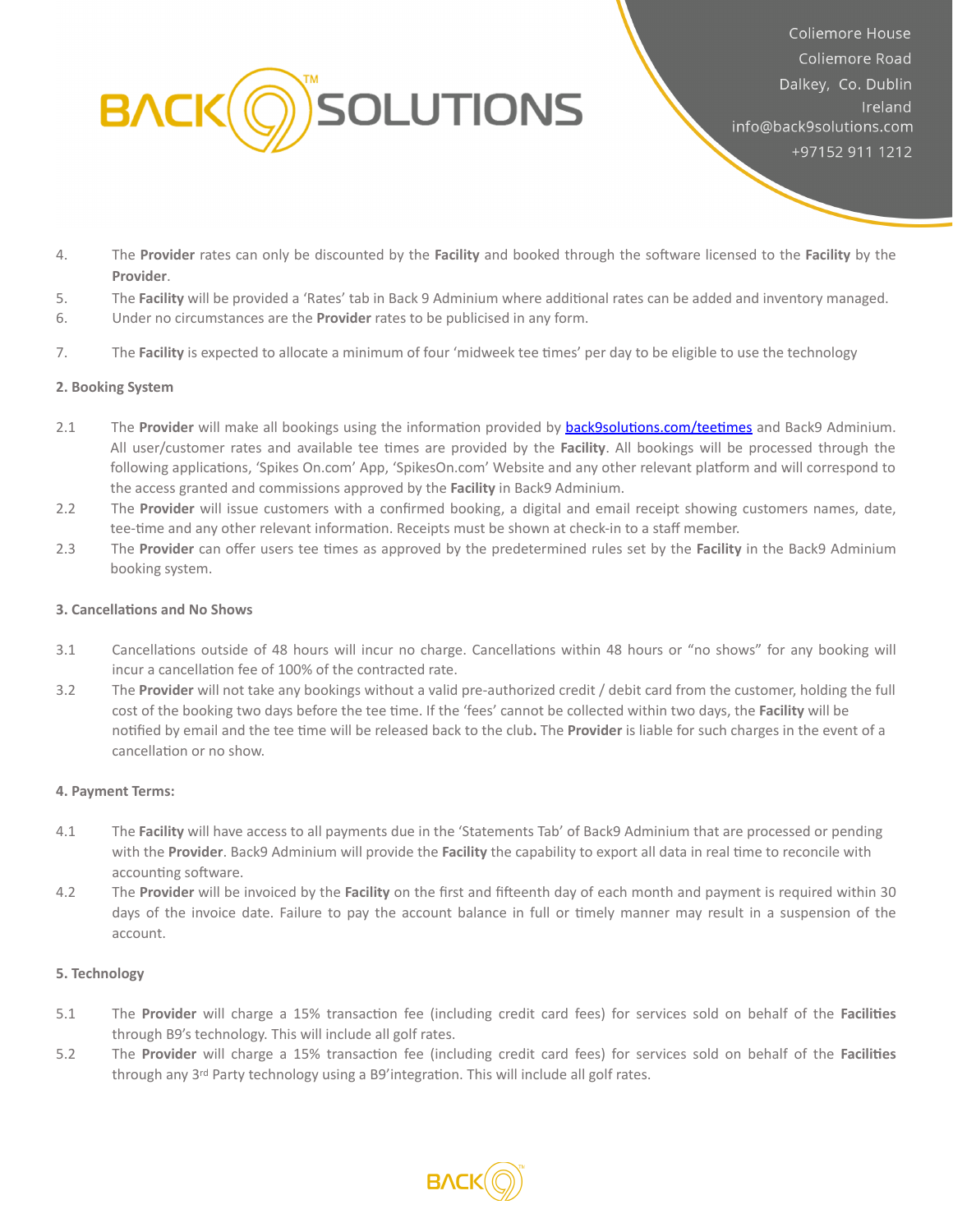4. The **Provider** rates can only be discounted by the **Facility** and booked through the software licensed to the **Facility** by the **Provider**.
5. The **Facility** will be provided a 'Rates' tab in Back 9 Adminium where additional rates can be added and inventory managed.
6. Under no circumstances are the **Provider** rates to be publicised in any form.
7. The **Facility** is expected to allocate a minimum of four 'midweek tee times' per day to be eligible to use the technology

**2. Booking System**

2.1 The **Provider** will make all bookings using the information provided by back9solutions.com/teetimes and Back9 Adminium. All user/customer rates and available tee times are provided by the **Facility**. All bookings will be processed through the following applications, 'Spikes On.com' App, 'SpikesOn.com' Website and any other relevant platform and will correspond to the access granted and commissions approved by the **Facility** in Back9 Adminium.

2.2 The **Provider** will issue customers with a confirmed booking, a digital and email receipt showing customers names, date, tee-time and any other relevant information. Receipts must be shown at check-in to a staff member.

2.3 The **Provider** can offer users tee times as approved by the predetermined rules set by the **Facility** in the Back9 Adminium booking system.

**3. Cancellations and No Shows**

3.1 Cancellations outside of 48 hours will incur no charge. Cancellations within 48 hours or "no shows" for any booking will incur a cancellation fee of 100% of the contracted rate.

3.2 The **Provider** will not take any bookings without a valid pre-authorized credit / debit card from the customer, holding the full cost of the booking two days before the tee time. If the 'fees' cannot be collected within two days, the **Facility** will be notified by email and the tee time will be released back to the club**.** The **Provider** is liable for such charges in the event of a cancellation or no show.

**4. Payment Terms:**

4.1 The **Facility** will have access to all payments due in the 'Statements Tab' of Back9 Adminium that are processed or pending with the **Provider**. Back9 Adminium will provide the **Facility** the capability to export all data in real time to reconcile with accounting software.

4.2 The **Provider** will be invoiced by the **Facility** on the first and fifteenth day of each month and payment is required within 30 days of the invoice date. Failure to pay the account balance in full or timely manner may result in a suspension of the account.

**5. Technology**

5.1 The **Provider** will charge a 15% transaction fee (including credit card fees) for services sold on behalf of the **Facilities** through B9's technology. This will include all golf rates.

5.2 The **Provider** will charge a 15% transaction fee (including credit card fees) for services sold on behalf of the **Facilities** through any 3rd Party technology using a B9'integration. This will include all golf rates.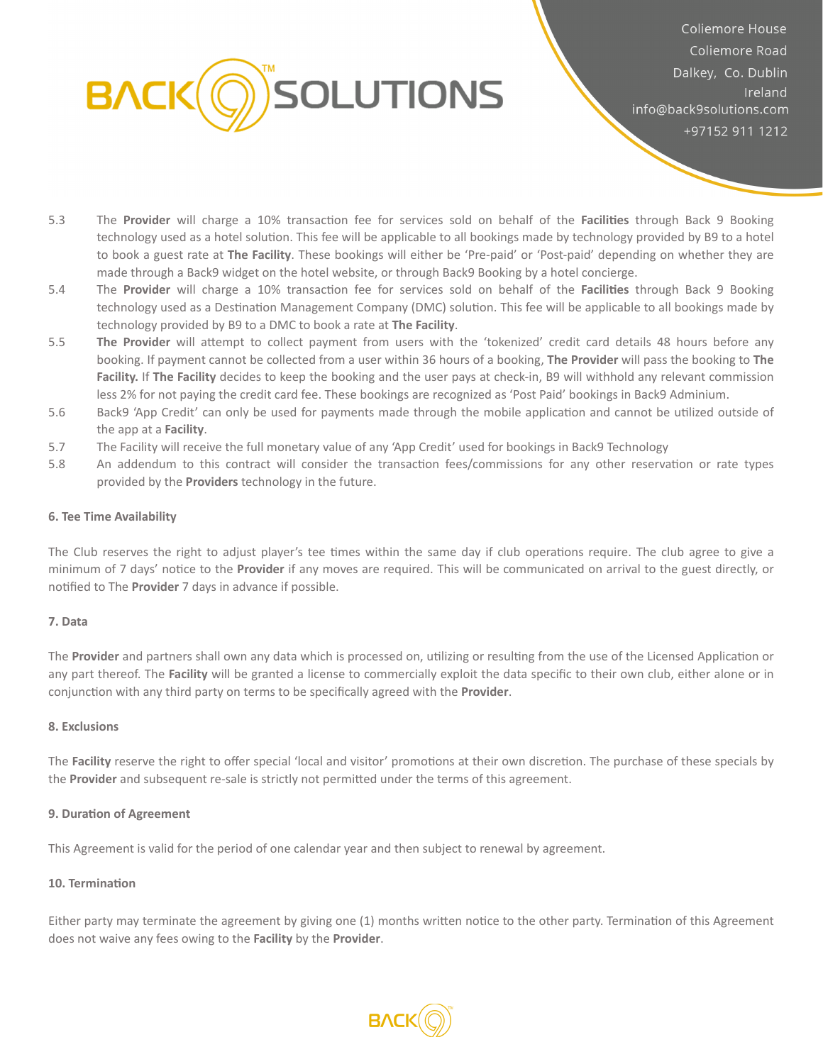5.3 The **Provider** will charge a 10% transaction fee for services sold on behalf of the **Facilities** through Back 9 Booking technology used as a hotel solution. This fee will be applicable to all bookings made by technology provided by B9 to a hotel to book a guest rate at **The Facility**. These bookings will either be 'Pre-paid' or 'Post-paid' depending on whether they are made through a Back9 widget on the hotel website, or through Back9 Booking by a hotel concierge.

5.4 The **Provider** will charge a 10% transaction fee for services sold on behalf of the **Facilities** through Back 9 Booking technology used as a Destination Management Company (DMC) solution. This fee will be applicable to all bookings made by technology provided by B9 to a DMC to book a rate at **The Facility**.

5.5 **The Provider** will attempt to collect payment from users with the 'tokenized' credit card details 48 hours before any booking. If payment cannot be collected from a user within 36 hours of a booking, **The Provider** will pass the booking to **The Facility.** If **The Facility** decides to keep the booking and the user pays at check-in, B9 will withhold any relevant commission less 2% for not paying the credit card fee. These bookings are recognized as 'Post Paid' bookings in Back9 Adminium.

5.6 Back9 'App Credit' can only be used for payments made through the mobile application and cannot be utilized outside of the app at a **Facility**.

5.7 The Facility will receive the full monetary value of any 'App Credit' used for bookings in Back9 Technology

5.8 An addendum to this contract will consider the transaction fees/commissions for any other reservation or rate types provided by the **Providers** technology in the future.

**6. Tee Time Availability**

The Club reserves the right to adjust player's tee times within the same day if club operations require. The club agree to give a minimum of 7 days' notice to the **Provider** if any moves are required. This will be communicated on arrival to the guest directly, or notified to The **Provider** 7 days in advance if possible.

**7. Data**

The **Provider** and partners shall own any data which is processed on, utilizing or resulting from the use of the Licensed Application or any part thereof. The **Facility** will be granted a license to commercially exploit the data specific to their own club, either alone or in conjunction with any third party on terms to be specifically agreed with the **Provider**.

**8. Exclusions**

The **Facility** reserve the right to offer special 'local and visitor' promotions at their own discretion. The purchase of these specials by the **Provider** and subsequent re-sale is strictly not permitted under the terms of this agreement.

**9. Duration of Agreement**

This Agreement is valid for the period of one calendar year and then subject to renewal by agreement.

**10. Termination**

Either party may terminate the agreement by giving one (1) months written notice to the other party. Termination of this Agreement does not waive any fees owing to the **Facility** by the **Provider**.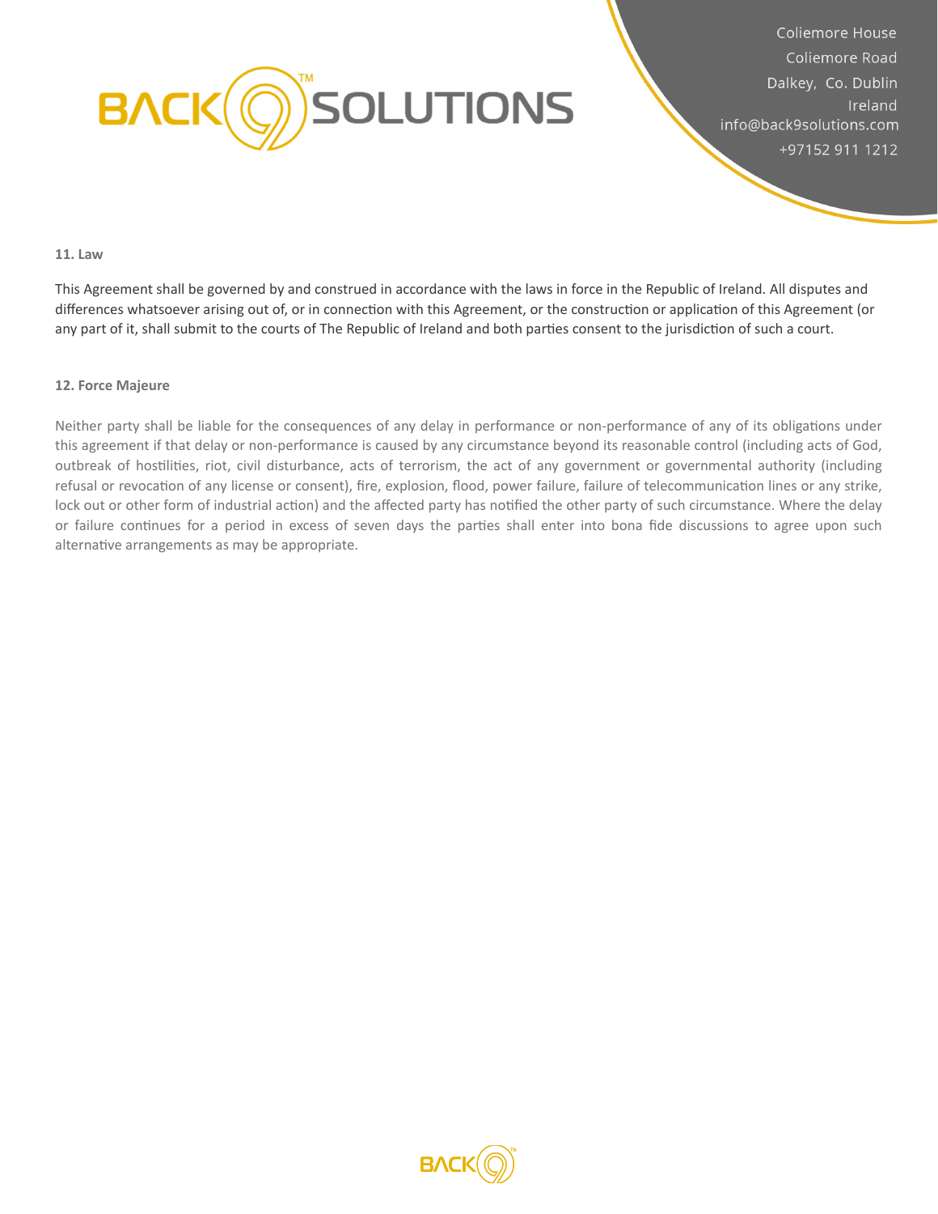**11. Law**

This Agreement shall be governed by and construed in accordance with the laws in force in the Republic of Ireland. All disputes and differences whatsoever arising out of, or in connection with this Agreement, or the construction or application of this Agreement (or any part of it, shall submit to the courts of The Republic of Ireland and both parties consent to the jurisdiction of such a court.

**12. Force Majeure**

Neither party shall be liable for the consequences of any delay in performance or non-performance of any of its obligations under this agreement if that delay or non-performance is caused by any circumstance beyond its reasonable control (including acts of God, outbreak of hostilities, riot, civil disturbance, acts of terrorism, the act of any government or governmental authority (including refusal or revocation of any license or consent), fire, explosion, flood, power failure, failure of telecommunication lines or any strike, lock out or other form of industrial action) and the affected party has notified the other party of such circumstance. Where the delay or failure continues for a period in excess of seven days the parties shall enter into bona fide discussions to agree upon such alternative arrangements as may be appropriate.